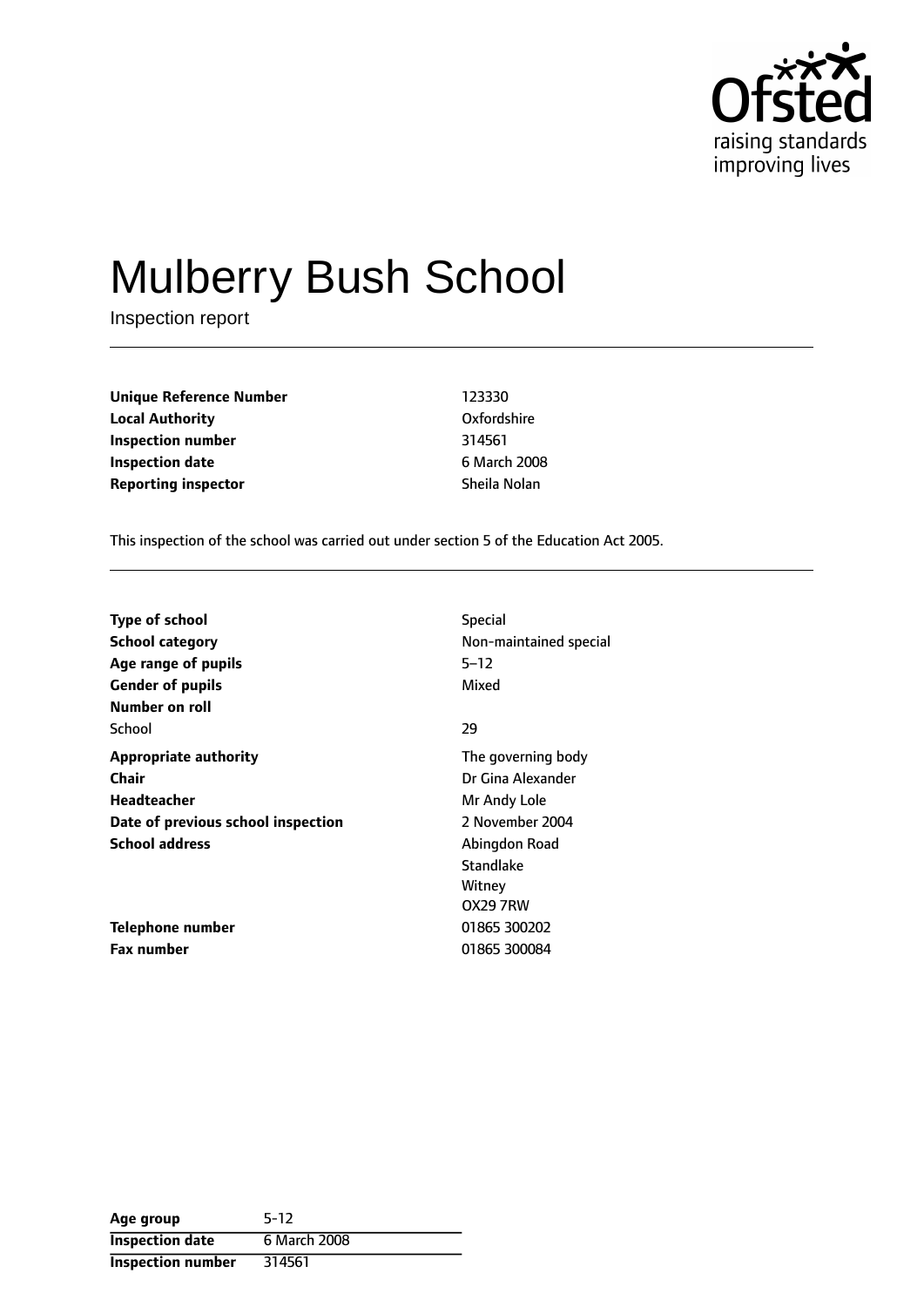# Mulberry Bush School

Inspection report

| | |
|---|---|
| **Unique Reference Number** | 123330 |
| **Local Authority** | Oxfordshire |
| **Inspection number** | 314561 |
| **Inspection date** | 6 March 2008 |
| **Reporting inspector** | Sheila Nolan |

This inspection of the school was carried out under section 5 of the Education Act 2005.

| | |
|---|---|
| **Type of school** | Special |
| **School category** | Non-maintained special |
| **Age range of pupils** | 5–12 |
| **Gender of pupils** | Mixed |
| **Number on roll** | |
| School | 29 |
| **Appropriate authority** | The governing body |
| **Chair** | Dr Gina Alexander |
| **Headteacher** | Mr Andy Lole |
| **Date of previous school inspection** | 2 November 2004 |
| **School address** | Abingdon Road<br>Standlake<br>Witney<br>OX29 7RW |
| **Telephone number** | 01865 300202 |
| **Fax number** | 01865 300084 |

| | |
|---|---|
| **Age group** | 5-12 |
| **Inspection date** | 6 March 2008 |
| **Inspection number** | 314561 |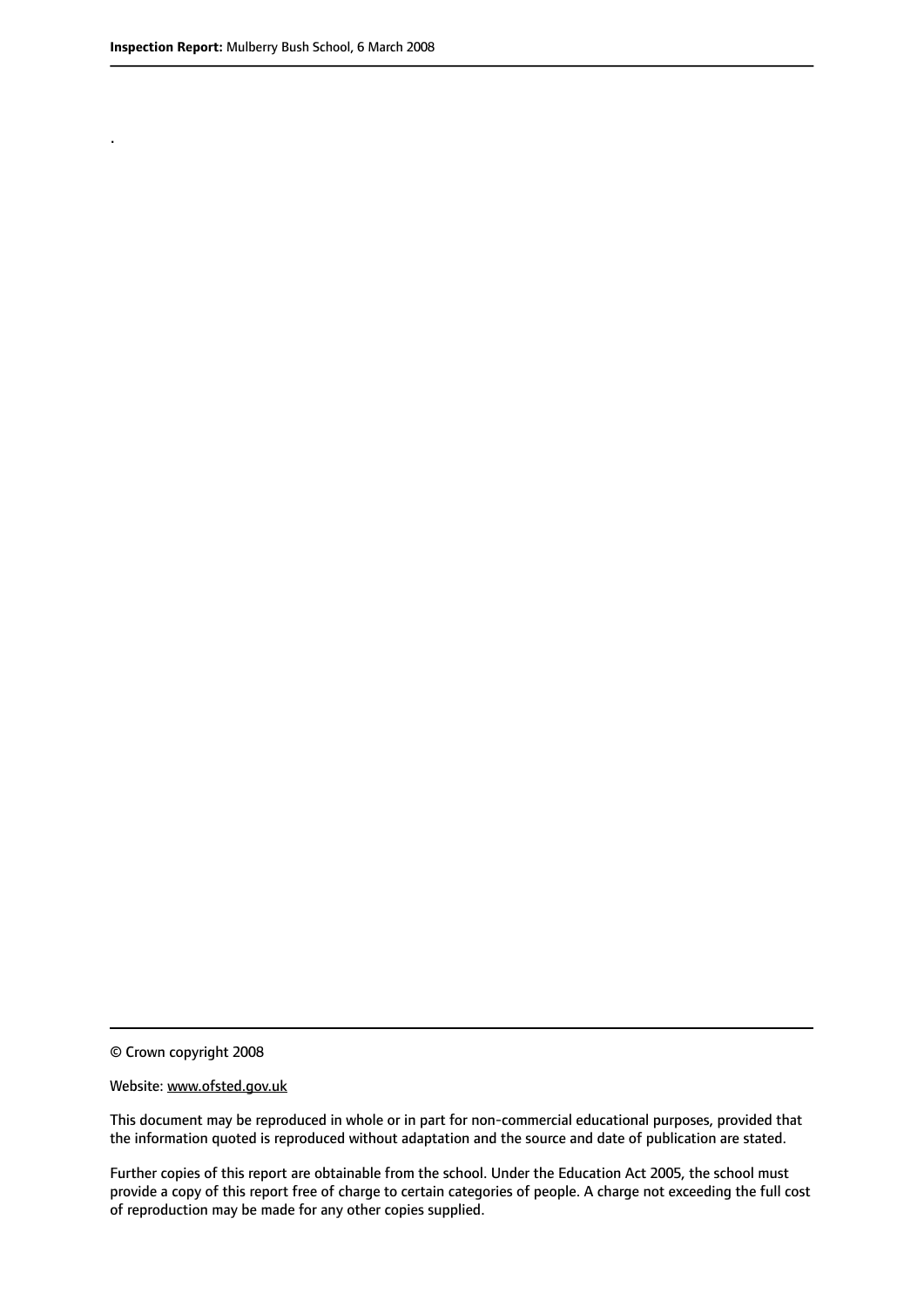.

© Crown copyright 2008

Website: www.ofsted.gov.uk

This document may be reproduced in whole or in part for non-commercial educational purposes, provided that the information quoted is reproduced without adaptation and the source and date of publication are stated.

Further copies of this report are obtainable from the school. Under the Education Act 2005, the school must provide a copy of this report free of charge to certain categories of people. A charge not exceeding the full cost of reproduction may be made for any other copies supplied.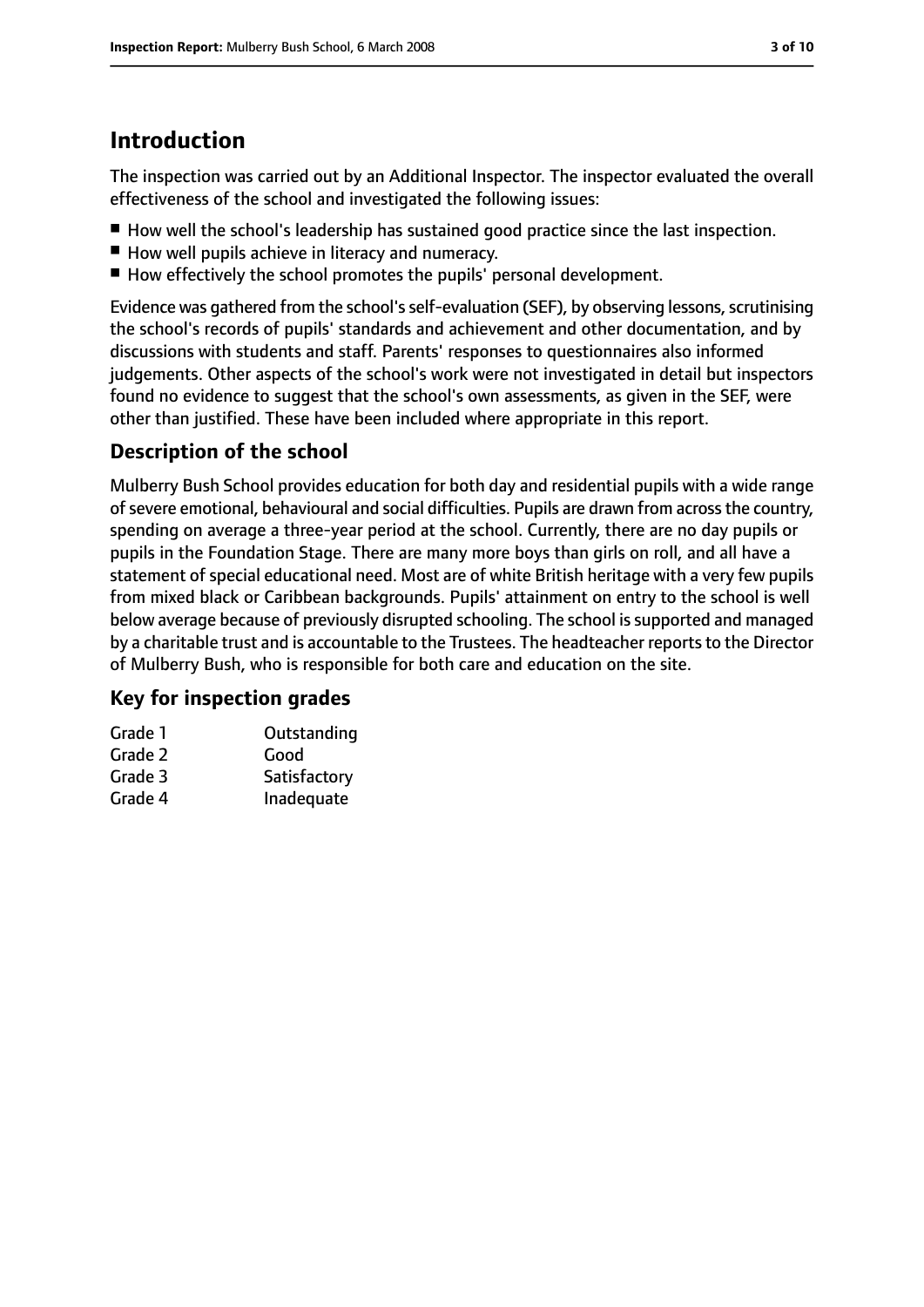# Introduction

The inspection was carried out by an Additional Inspector. The inspector evaluated the overall effectiveness of the school and investigated the following issues:

- How well the school's leadership has sustained good practice since the last inspection.
- How well pupils achieve in literacy and numeracy.
- How effectively the school promotes the pupils' personal development.

Evidence was gathered from the school's self-evaluation (SEF), by observing lessons, scrutinising the school's records of pupils' standards and achievement and other documentation, and by discussions with students and staff. Parents' responses to questionnaires also informed judgements. Other aspects of the school's work were not investigated in detail but inspectors found no evidence to suggest that the school's own assessments, as given in the SEF, were other than justified. These have been included where appropriate in this report.

## Description of the school

Mulberry Bush School provides education for both day and residential pupils with a wide range of severe emotional, behavioural and social difficulties. Pupils are drawn from across the country, spending on average a three-year period at the school. Currently, there are no day pupils or pupils in the Foundation Stage. There are many more boys than girls on roll, and all have a statement of special educational need. Most are of white British heritage with a very few pupils from mixed black or Caribbean backgrounds. Pupils' attainment on entry to the school is well below average because of previously disrupted schooling. The school is supported and managed by a charitable trust and is accountable to the Trustees. The headteacher reports to the Director of Mulberry Bush, who is responsible for both care and education on the site.

## Key for inspection grades

| | |
|---|---|
| Grade 1 | Outstanding |
| Grade 2 | Good |
| Grade 3 | Satisfactory |
| Grade 4 | Inadequate |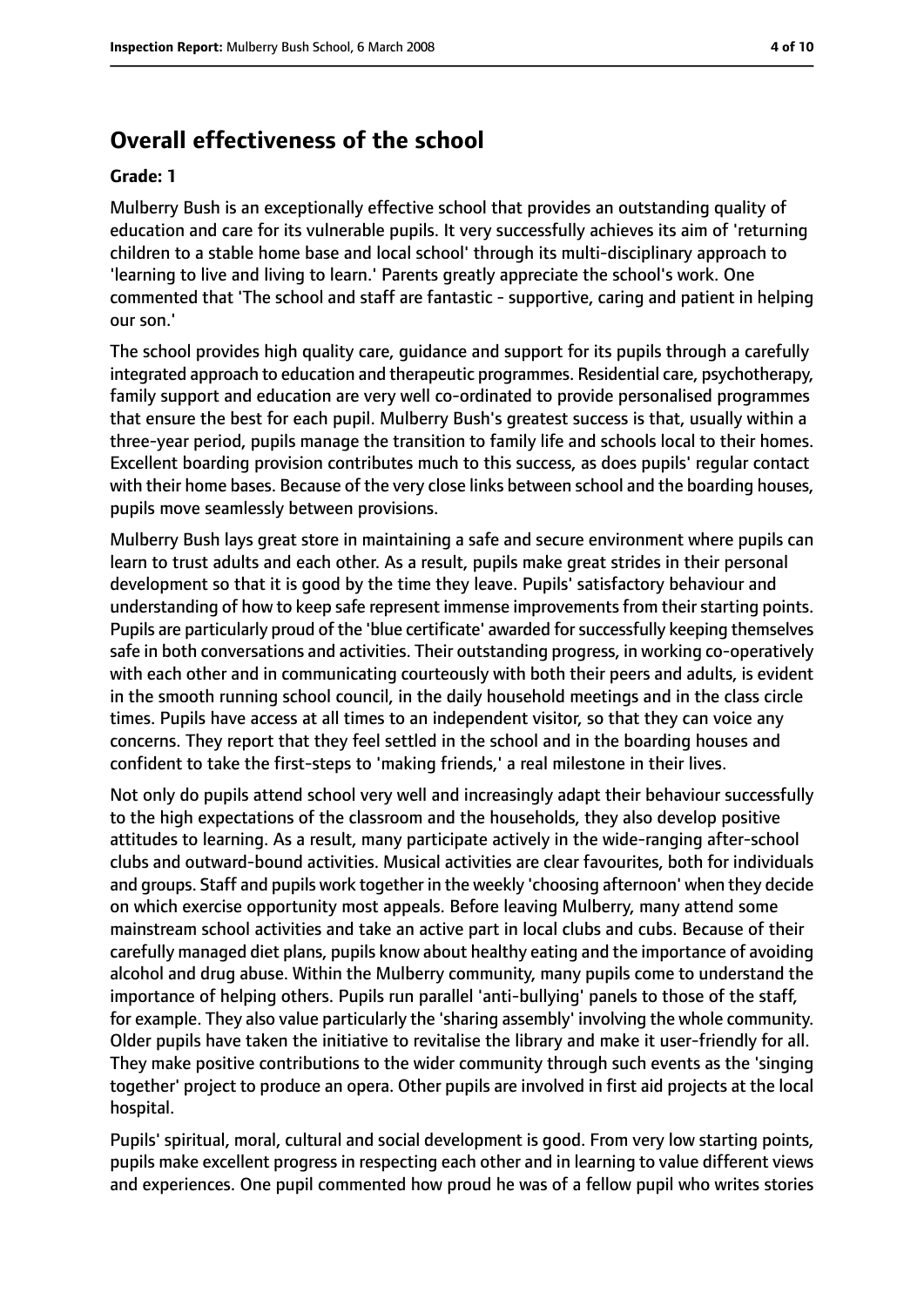## Overall effectiveness of the school

**Grade: 1**

Mulberry Bush is an exceptionally effective school that provides an outstanding quality of education and care for its vulnerable pupils. It very successfully achieves its aim of 'returning children to a stable home base and local school' through its multi-disciplinary approach to 'learning to live and living to learn.' Parents greatly appreciate the school's work. One commented that 'The school and staff are fantastic - supportive, caring and patient in helping our son.'

The school provides high quality care, guidance and support for its pupils through a carefully integrated approach to education and therapeutic programmes. Residential care, psychotherapy, family support and education are very well co-ordinated to provide personalised programmes that ensure the best for each pupil. Mulberry Bush's greatest success is that, usually within a three-year period, pupils manage the transition to family life and schools local to their homes. Excellent boarding provision contributes much to this success, as does pupils' regular contact with their home bases. Because of the very close links between school and the boarding houses, pupils move seamlessly between provisions.

Mulberry Bush lays great store in maintaining a safe and secure environment where pupils can learn to trust adults and each other. As a result, pupils make great strides in their personal development so that it is good by the time they leave. Pupils' satisfactory behaviour and understanding of how to keep safe represent immense improvements from their starting points. Pupils are particularly proud of the 'blue certificate' awarded for successfully keeping themselves safe in both conversations and activities. Their outstanding progress, in working co-operatively with each other and in communicating courteously with both their peers and adults, is evident in the smooth running school council, in the daily household meetings and in the class circle times. Pupils have access at all times to an independent visitor, so that they can voice any concerns. They report that they feel settled in the school and in the boarding houses and confident to take the first-steps to 'making friends,' a real milestone in their lives.

Not only do pupils attend school very well and increasingly adapt their behaviour successfully to the high expectations of the classroom and the households, they also develop positive attitudes to learning. As a result, many participate actively in the wide-ranging after-school clubs and outward-bound activities. Musical activities are clear favourites, both for individuals and groups. Staff and pupils work together in the weekly 'choosing afternoon' when they decide on which exercise opportunity most appeals. Before leaving Mulberry, many attend some mainstream school activities and take an active part in local clubs and cubs. Because of their carefully managed diet plans, pupils know about healthy eating and the importance of avoiding alcohol and drug abuse. Within the Mulberry community, many pupils come to understand the importance of helping others. Pupils run parallel 'anti-bullying' panels to those of the staff, for example. They also value particularly the 'sharing assembly' involving the whole community. Older pupils have taken the initiative to revitalise the library and make it user-friendly for all. They make positive contributions to the wider community through such events as the 'singing together' project to produce an opera. Other pupils are involved in first aid projects at the local hospital.

Pupils' spiritual, moral, cultural and social development is good. From very low starting points, pupils make excellent progress in respecting each other and in learning to value different views and experiences. One pupil commented how proud he was of a fellow pupil who writes stories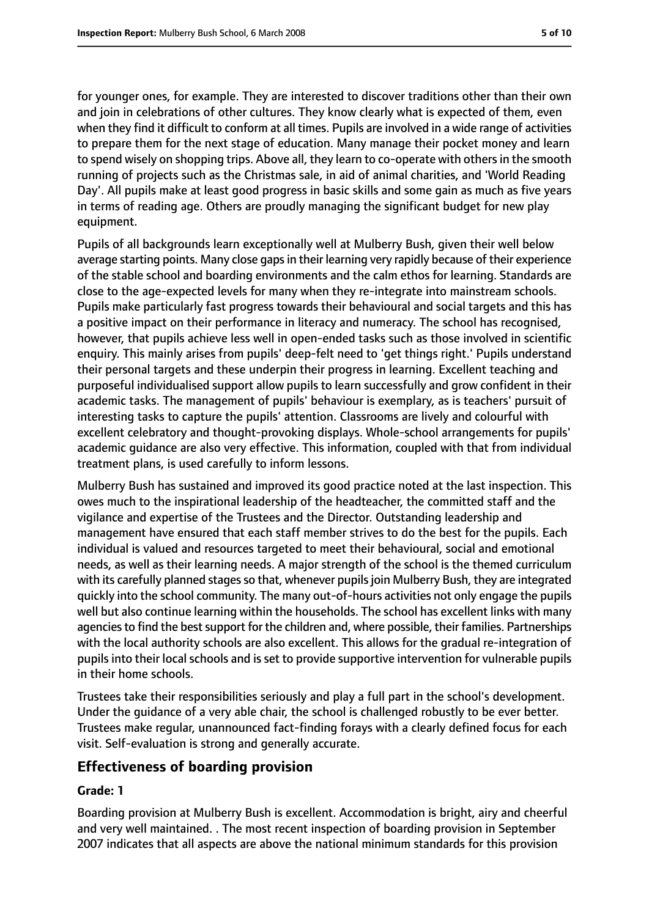for younger ones, for example. They are interested to discover traditions other than their own and join in celebrations of other cultures. They know clearly what is expected of them, even when they find it difficult to conform at all times. Pupils are involved in a wide range of activities to prepare them for the next stage of education. Many manage their pocket money and learn to spend wisely on shopping trips. Above all, they learn to co-operate with others in the smooth running of projects such as the Christmas sale, in aid of animal charities, and 'World Reading Day'. All pupils make at least good progress in basic skills and some gain as much as five years in terms of reading age. Others are proudly managing the significant budget for new play equipment.

Pupils of all backgrounds learn exceptionally well at Mulberry Bush, given their well below average starting points. Many close gaps in their learning very rapidly because of their experience of the stable school and boarding environments and the calm ethos for learning. Standards are close to the age-expected levels for many when they re-integrate into mainstream schools. Pupils make particularly fast progress towards their behavioural and social targets and this has a positive impact on their performance in literacy and numeracy. The school has recognised, however, that pupils achieve less well in open-ended tasks such as those involved in scientific enquiry. This mainly arises from pupils' deep-felt need to 'get things right.' Pupils understand their personal targets and these underpin their progress in learning. Excellent teaching and purposeful individualised support allow pupils to learn successfully and grow confident in their academic tasks. The management of pupils' behaviour is exemplary, as is teachers' pursuit of interesting tasks to capture the pupils' attention. Classrooms are lively and colourful with excellent celebratory and thought-provoking displays. Whole-school arrangements for pupils' academic guidance are also very effective. This information, coupled with that from individual treatment plans, is used carefully to inform lessons.

Mulberry Bush has sustained and improved its good practice noted at the last inspection. This owes much to the inspirational leadership of the headteacher, the committed staff and the vigilance and expertise of the Trustees and the Director. Outstanding leadership and management have ensured that each staff member strives to do the best for the pupils. Each individual is valued and resources targeted to meet their behavioural, social and emotional needs, as well as their learning needs. A major strength of the school is the themed curriculum with its carefully planned stages so that, whenever pupils join Mulberry Bush, they are integrated quickly into the school community. The many out-of-hours activities not only engage the pupils well but also continue learning within the households. The school has excellent links with many agencies to find the best support for the children and, where possible, their families. Partnerships with the local authority schools are also excellent. This allows for the gradual re-integration of pupils into their local schools and is set to provide supportive intervention for vulnerable pupils in their home schools.

Trustees take their responsibilities seriously and play a full part in the school's development. Under the guidance of a very able chair, the school is challenged robustly to be ever better. Trustees make regular, unannounced fact-finding forays with a clearly defined focus for each visit. Self-evaluation is strong and generally accurate.

## Effectiveness of boarding provision

**Grade: 1**

Boarding provision at Mulberry Bush is excellent. Accommodation is bright, airy and cheerful and very well maintained. . The most recent inspection of boarding provision in September 2007 indicates that all aspects are above the national minimum standards for this provision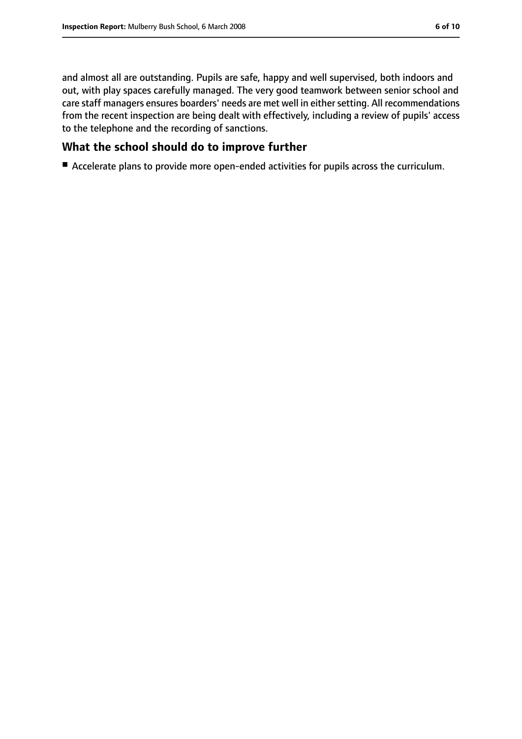and almost all are outstanding. Pupils are safe, happy and well supervised, both indoors and out, with play spaces carefully managed. The very good teamwork between senior school and care staff managers ensures boarders' needs are met well in either setting. All recommendations from the recent inspection are being dealt with effectively, including a review of pupils' access to the telephone and the recording of sanctions.

## What the school should do to improve further

- Accelerate plans to provide more open-ended activities for pupils across the curriculum.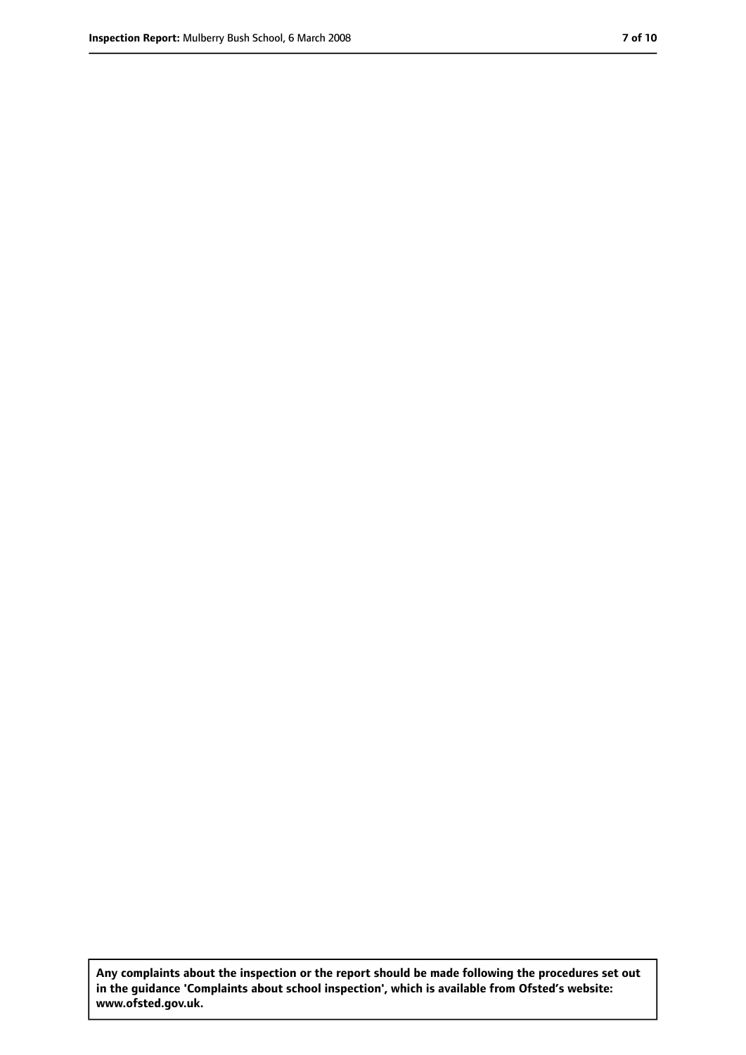**Any complaints about the inspection or the report should be made following the procedures set out in the guidance 'Complaints about school inspection', which is available from Ofsted's website: www.ofsted.gov.uk.**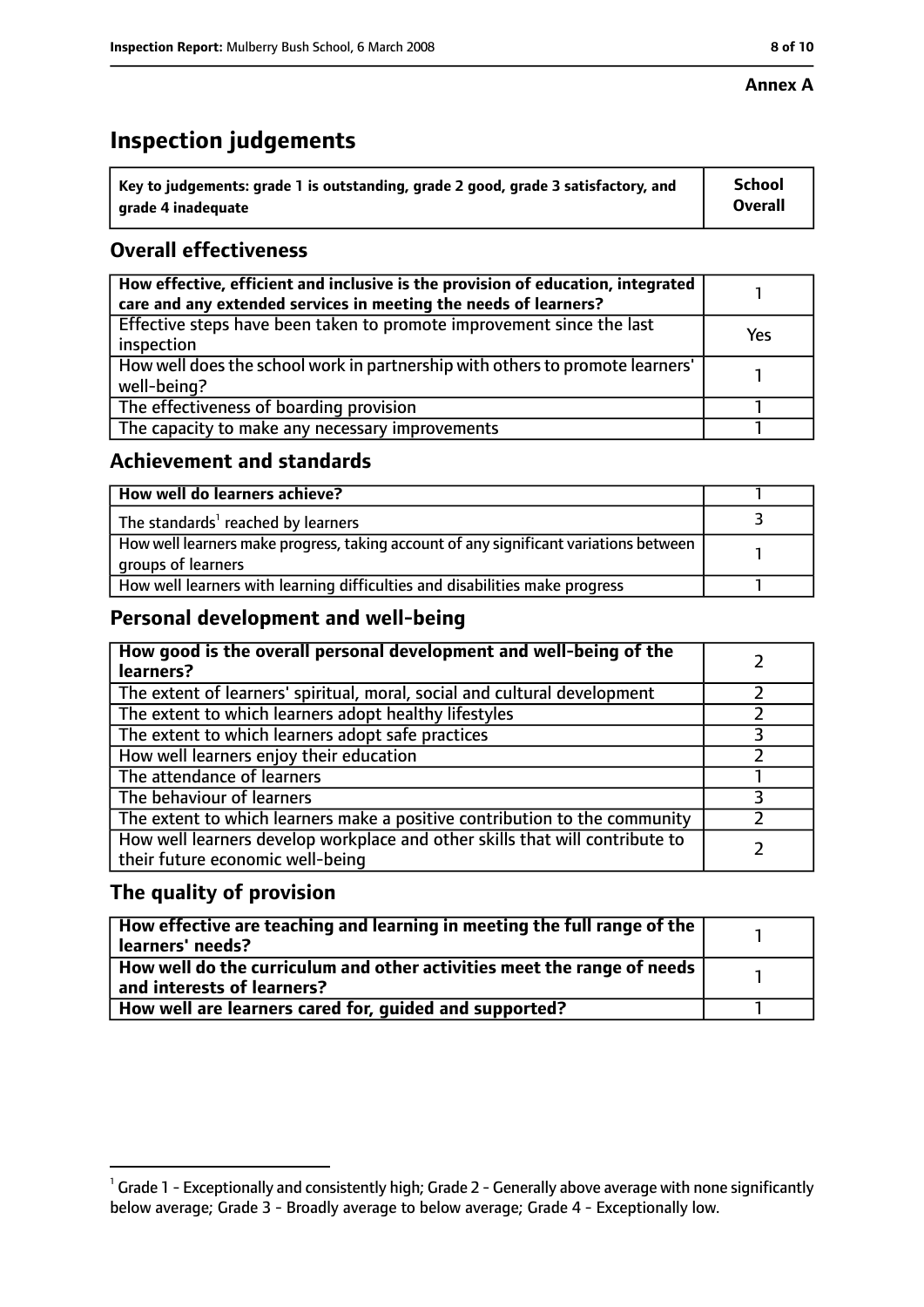**Annex A**

# Inspection judgements

| Key to judgements: grade 1 is outstanding, grade 2 good, grade 3 satisfactory, and grade 4 inadequate | School Overall |
|---|---|

## Overall effectiveness

| | |
|---|---|
| How effective, efficient and inclusive is the provision of education, integrated care and any extended services in meeting the needs of learners? | 1 |
| Effective steps have been taken to promote improvement since the last inspection | Yes |
| How well does the school work in partnership with others to promote learners' well-being? | 1 |
| The effectiveness of boarding provision | 1 |
| The capacity to make any necessary improvements | 1 |

## Achievement and standards

| | |
|---|---|
| How well do learners achieve? | 1 |
| The standards[1] reached by learners | 3 |
| How well learners make progress, taking account of any significant variations between groups of learners | 1 |
| How well learners with learning difficulties and disabilities make progress | 1 |

## Personal development and well-being

| | |
|---|---|
| How good is the overall personal development and well-being of the learners? | 2 |
| The extent of learners' spiritual, moral, social and cultural development | 2 |
| The extent to which learners adopt healthy lifestyles | 2 |
| The extent to which learners adopt safe practices | 3 |
| How well learners enjoy their education | 2 |
| The attendance of learners | 1 |
| The behaviour of learners | 3 |
| The extent to which learners make a positive contribution to the community | 2 |
| How well learners develop workplace and other skills that will contribute to their future economic well-being | 2 |

## The quality of provision

| | |
|---|---|
| How effective are teaching and learning in meeting the full range of the learners' needs? | 1 |
| How well do the curriculum and other activities meet the range of needs and interests of learners? | 1 |
| How well are learners cared for, guided and supported? | 1 |

[1] Grade 1 - Exceptionally and consistently high; Grade 2 - Generally above average with none significantly below average; Grade 3 - Broadly average to below average; Grade 4 - Exceptionally low.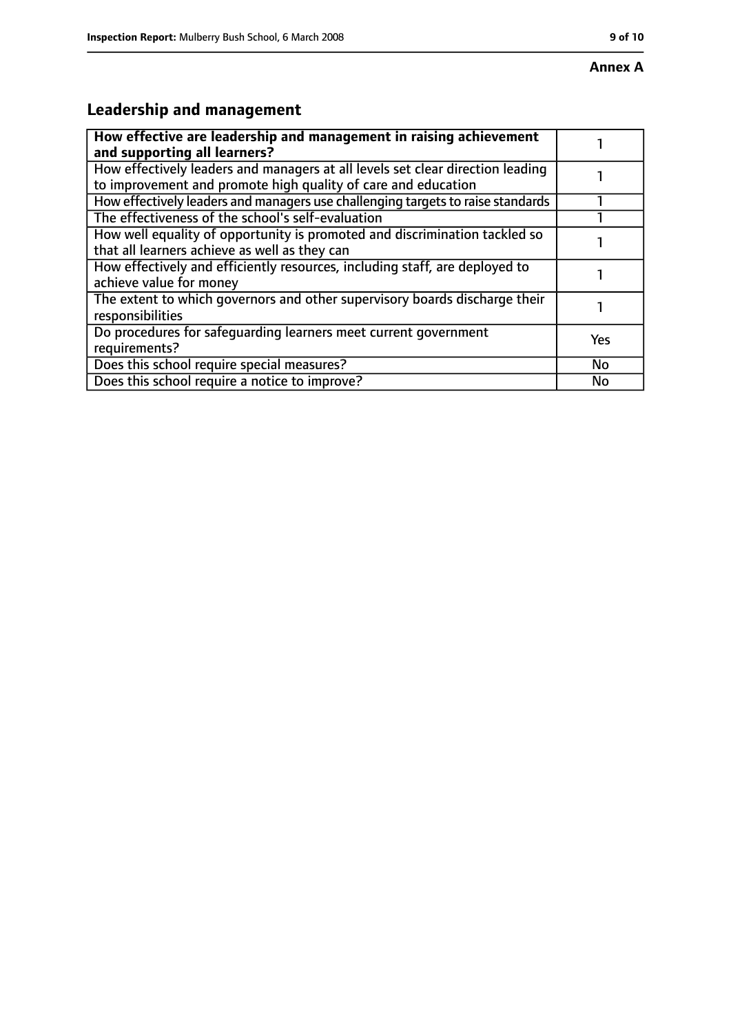**Annex A**

## Leadership and management

| **How effective are leadership and management in raising achievement and supporting all learners?** | 1 |
|---|---|
| How effectively leaders and managers at all levels set clear direction leading to improvement and promote high quality of care and education | 1 |
| How effectively leaders and managers use challenging targets to raise standards | 1 |
| The effectiveness of the school's self-evaluation | 1 |
| How well equality of opportunity is promoted and discrimination tackled so that all learners achieve as well as they can | 1 |
| How effectively and efficiently resources, including staff, are deployed to achieve value for money | 1 |
| The extent to which governors and other supervisory boards discharge their responsibilities | 1 |
| Do procedures for safeguarding learners meet current government requirements? | Yes |
| Does this school require special measures? | No |
| Does this school require a notice to improve? | No |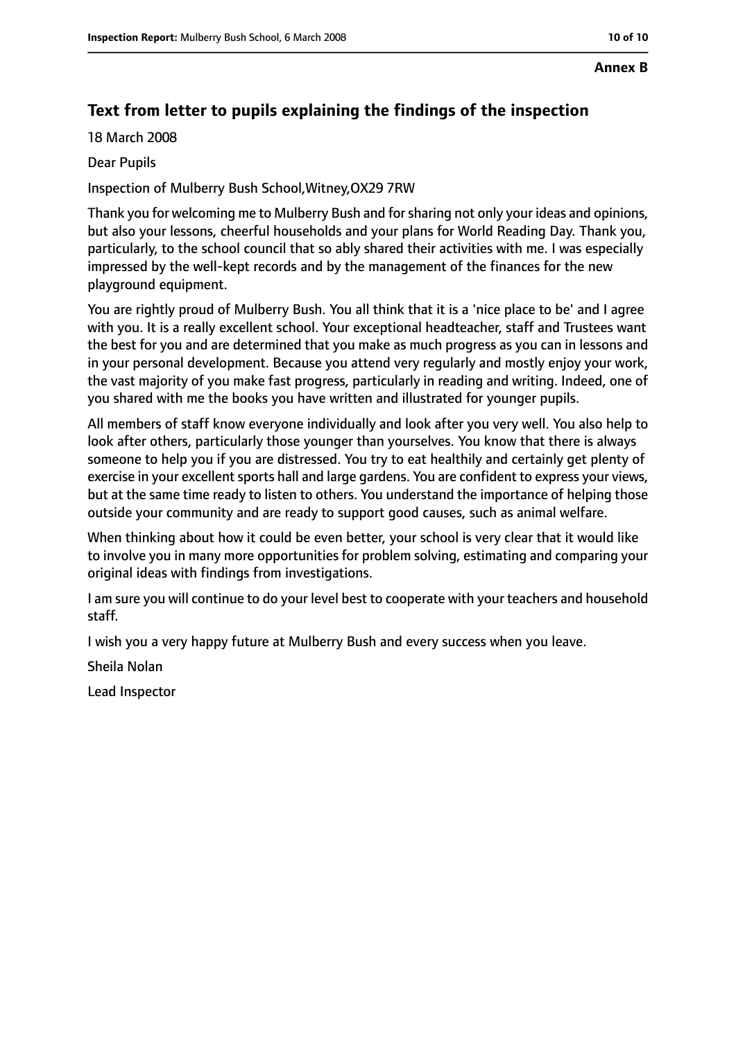**Annex B**

## Text from letter to pupils explaining the findings of the inspection

18 March 2008

Dear Pupils

Inspection of Mulberry Bush School,Witney,OX29 7RW

Thank you for welcoming me to Mulberry Bush and for sharing not only your ideas and opinions, but also your lessons, cheerful households and your plans for World Reading Day. Thank you, particularly, to the school council that so ably shared their activities with me. I was especially impressed by the well-kept records and by the management of the finances for the new playground equipment.

You are rightly proud of Mulberry Bush. You all think that it is a 'nice place to be' and I agree with you. It is a really excellent school. Your exceptional headteacher, staff and Trustees want the best for you and are determined that you make as much progress as you can in lessons and in your personal development. Because you attend very regularly and mostly enjoy your work, the vast majority of you make fast progress, particularly in reading and writing. Indeed, one of you shared with me the books you have written and illustrated for younger pupils.

All members of staff know everyone individually and look after you very well. You also help to look after others, particularly those younger than yourselves. You know that there is always someone to help you if you are distressed. You try to eat healthily and certainly get plenty of exercise in your excellent sports hall and large gardens. You are confident to express your views, but at the same time ready to listen to others. You understand the importance of helping those outside your community and are ready to support good causes, such as animal welfare.

When thinking about how it could be even better, your school is very clear that it would like to involve you in many more opportunities for problem solving, estimating and comparing your original ideas with findings from investigations.

I am sure you will continue to do your level best to cooperate with your teachers and household staff.

I wish you a very happy future at Mulberry Bush and every success when you leave.

Sheila Nolan

Lead Inspector